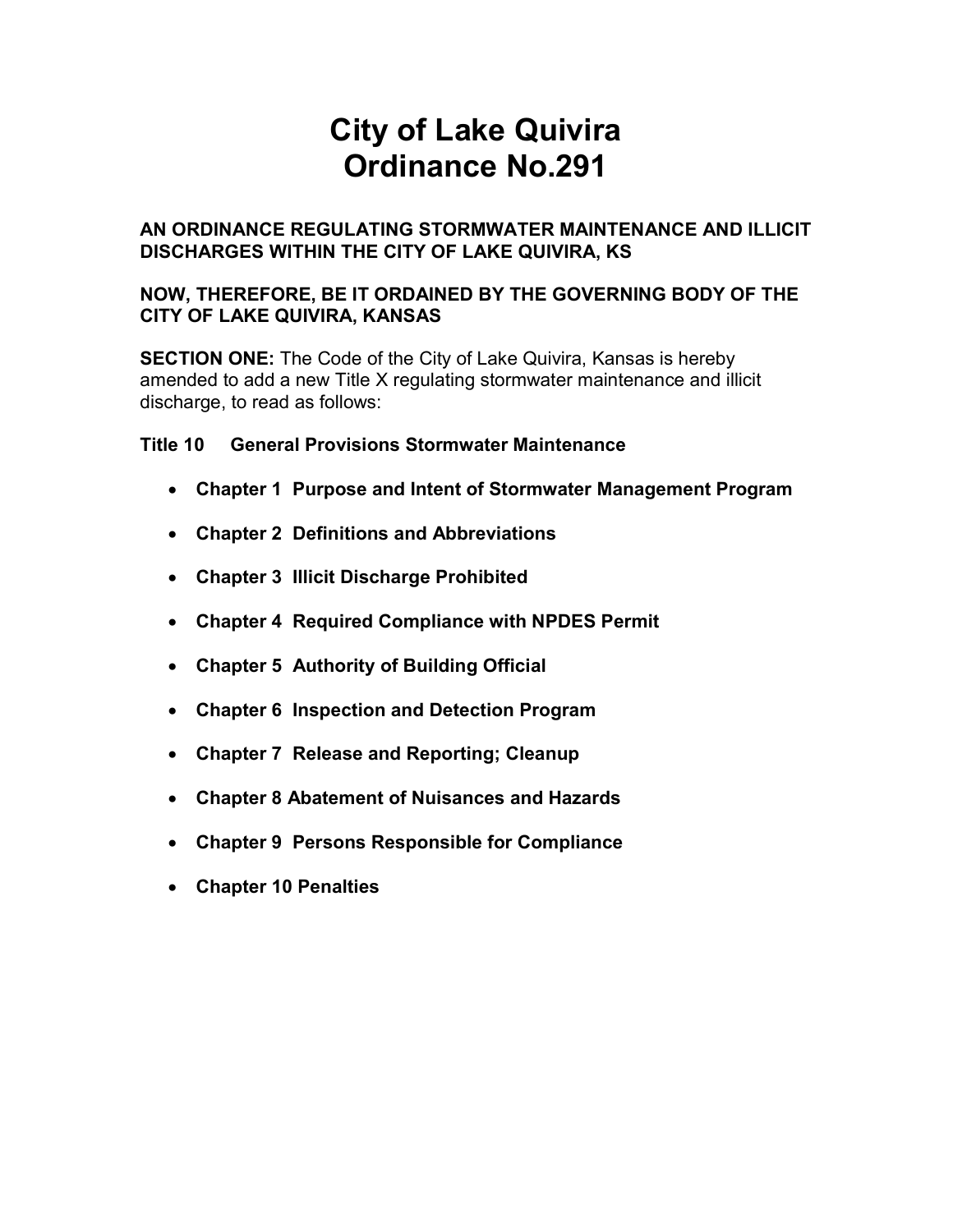# City of Lake Quivira
# Ordinance No.291

**AN ORDINANCE REGULATING STORMWATER MAINTENANCE AND ILLICIT DISCHARGES WITHIN THE CITY OF LAKE QUIVIRA, KS**

**NOW, THEREFORE, BE IT ORDAINED BY THE GOVERNING BODY OF THE CITY OF LAKE QUIVIRA, KANSAS**

**SECTION ONE:** The Code of the City of Lake Quivira, Kansas is hereby amended to add a new Title X regulating stormwater maintenance and illicit discharge, to read as follows:

**Title 10 General Provisions Stormwater Maintenance**

- **Chapter 1 Purpose and Intent of Stormwater Management Program**
- **Chapter 2 Definitions and Abbreviations**
- **Chapter 3 Illicit Discharge Prohibited**
- **Chapter 4 Required Compliance with NPDES Permit**
- **Chapter 5 Authority of Building Official**
- **Chapter 6 Inspection and Detection Program**
- **Chapter 7 Release and Reporting; Cleanup**
- **Chapter 8 Abatement of Nuisances and Hazards**
- **Chapter 9 Persons Responsible for Compliance**
- **Chapter 10 Penalties**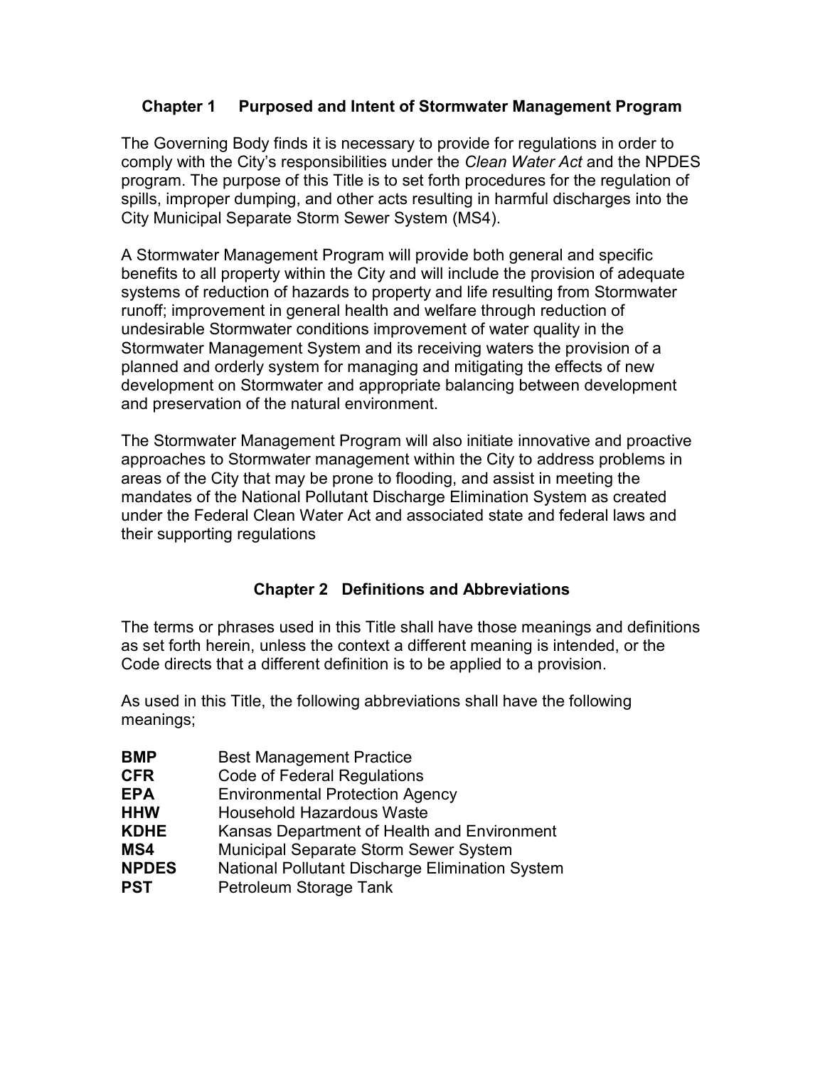## Chapter 1 Purposed and Intent of Stormwater Management Program

The Governing Body finds it is necessary to provide for regulations in order to comply with the City's responsibilities under the *Clean Water Act* and the NPDES program. The purpose of this Title is to set forth procedures for the regulation of spills, improper dumping, and other acts resulting in harmful discharges into the City Municipal Separate Storm Sewer System (MS4).

A Stormwater Management Program will provide both general and specific benefits to all property within the City and will include the provision of adequate systems of reduction of hazards to property and life resulting from Stormwater runoff; improvement in general health and welfare through reduction of undesirable Stormwater conditions improvement of water quality in the Stormwater Management System and its receiving waters the provision of a planned and orderly system for managing and mitigating the effects of new development on Stormwater and appropriate balancing between development and preservation of the natural environment.

The Stormwater Management Program will also initiate innovative and proactive approaches to Stormwater management within the City to address problems in areas of the City that may be prone to flooding, and assist in meeting the mandates of the National Pollutant Discharge Elimination System as created under the Federal Clean Water Act and associated state and federal laws and their supporting regulations

## Chapter 2 Definitions and Abbreviations

The terms or phrases used in this Title shall have those meanings and definitions as set forth herein, unless the context a different meaning is intended, or the Code directs that a different definition is to be applied to a provision.

As used in this Title, the following abbreviations shall have the following meanings;

| | |
|---|---|
| **BMP** | Best Management Practice |
| **CFR** | Code of Federal Regulations |
| **EPA** | Environmental Protection Agency |
| **HHW** | Household Hazardous Waste |
| **KDHE** | Kansas Department of Health and Environment |
| **MS4** | Municipal Separate Storm Sewer System |
| **NPDES** | National Pollutant Discharge Elimination System |
| **PST** | Petroleum Storage Tank |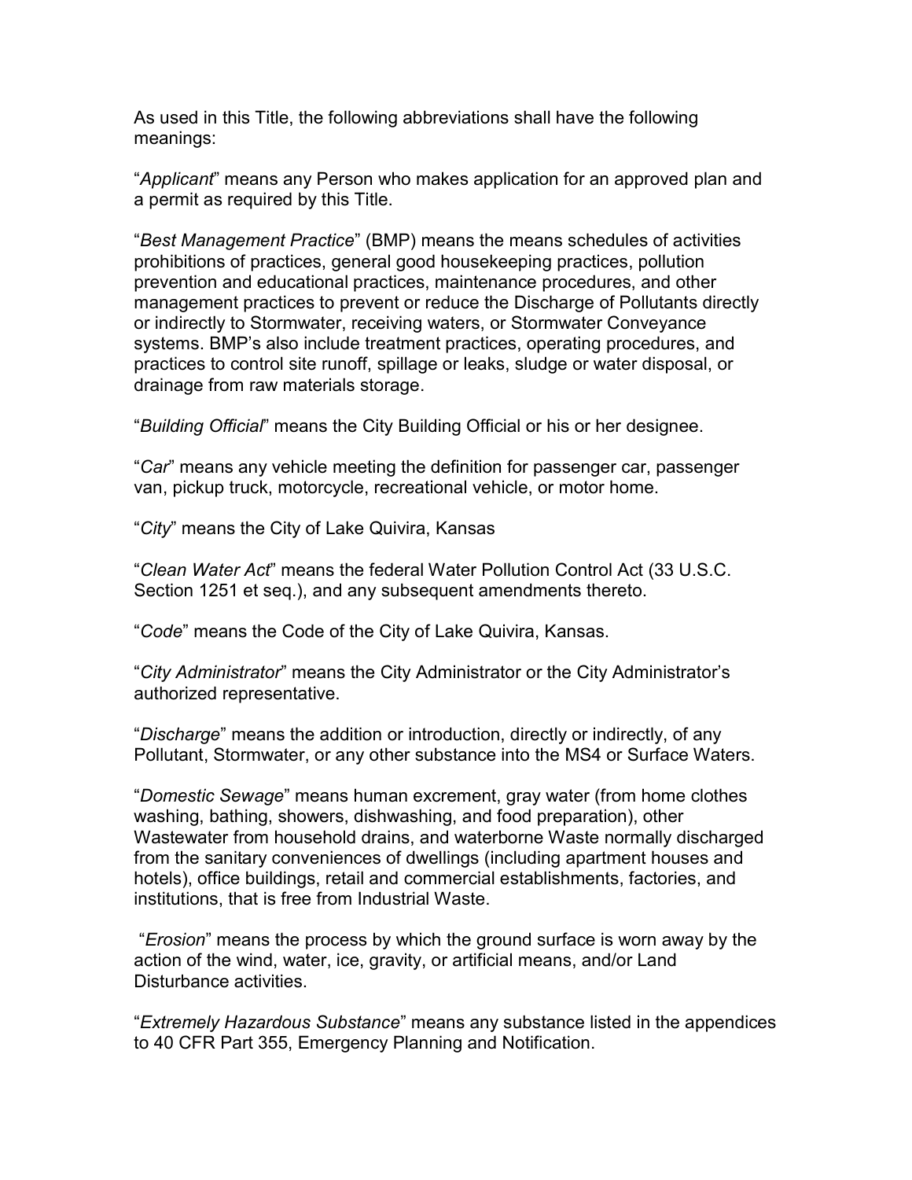As used in this Title, the following abbreviations shall have the following meanings:

"*Applicant*" means any Person who makes application for an approved plan and a permit as required by this Title.

"*Best Management Practice*" (BMP) means the means schedules of activities prohibitions of practices, general good housekeeping practices, pollution prevention and educational practices, maintenance procedures, and other management practices to prevent or reduce the Discharge of Pollutants directly or indirectly to Stormwater, receiving waters, or Stormwater Conveyance systems. BMP's also include treatment practices, operating procedures, and practices to control site runoff, spillage or leaks, sludge or water disposal, or drainage from raw materials storage.

"*Building Official*" means the City Building Official or his or her designee.

"*Car*" means any vehicle meeting the definition for passenger car, passenger van, pickup truck, motorcycle, recreational vehicle, or motor home.

"*City*" means the City of Lake Quivira, Kansas

"*Clean Water Act*" means the federal Water Pollution Control Act (33 U.S.C. Section 1251 et seq.), and any subsequent amendments thereto.

"*Code*" means the Code of the City of Lake Quivira, Kansas.

"*City Administrator*" means the City Administrator or the City Administrator's authorized representative.

"*Discharge*" means the addition or introduction, directly or indirectly, of any Pollutant, Stormwater, or any other substance into the MS4 or Surface Waters.

"*Domestic Sewage*" means human excrement, gray water (from home clothes washing, bathing, showers, dishwashing, and food preparation), other Wastewater from household drains, and waterborne Waste normally discharged from the sanitary conveniences of dwellings (including apartment houses and hotels), office buildings, retail and commercial establishments, factories, and institutions, that is free from Industrial Waste.

"*Erosion*" means the process by which the ground surface is worn away by the action of the wind, water, ice, gravity, or artificial means, and/or Land Disturbance activities.

"*Extremely Hazardous Substance*" means any substance listed in the appendices to 40 CFR Part 355, Emergency Planning and Notification.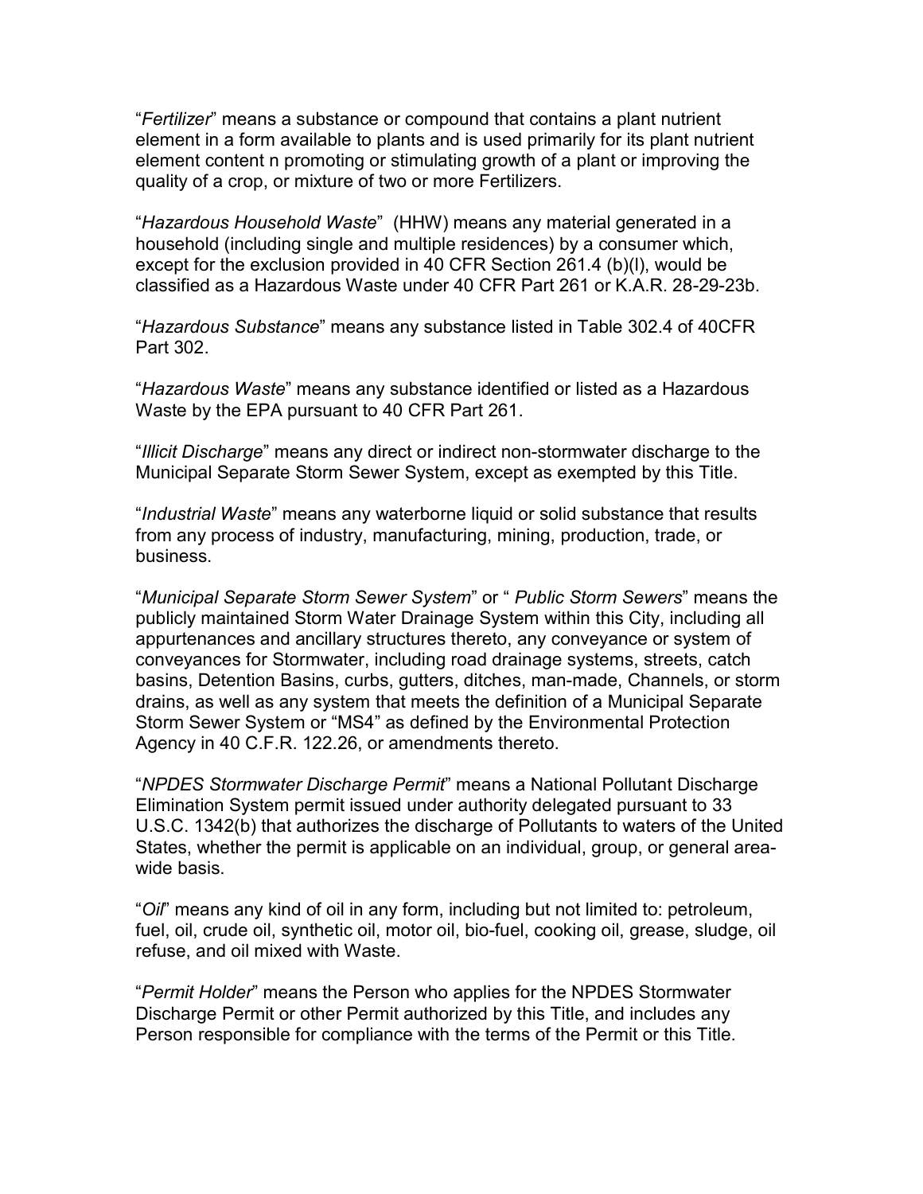"*Fertilizer*" means a substance or compound that contains a plant nutrient element in a form available to plants and is used primarily for its plant nutrient element content n promoting or stimulating growth of a plant or improving the quality of a crop, or mixture of two or more Fertilizers.

"*Hazardous Household Waste*" (HHW) means any material generated in a household (including single and multiple residences) by a consumer which, except for the exclusion provided in 40 CFR Section 261.4 (b)(l), would be classified as a Hazardous Waste under 40 CFR Part 261 or K.A.R. 28-29-23b.

"*Hazardous Substance*" means any substance listed in Table 302.4 of 40CFR Part 302.

"*Hazardous Waste*" means any substance identified or listed as a Hazardous Waste by the EPA pursuant to 40 CFR Part 261.

"*Illicit Discharge*" means any direct or indirect non-stormwater discharge to the Municipal Separate Storm Sewer System, except as exempted by this Title.

"*Industrial Waste*" means any waterborne liquid or solid substance that results from any process of industry, manufacturing, mining, production, trade, or business.

"*Municipal Separate Storm Sewer System*" or " *Public Storm Sewers*" means the publicly maintained Storm Water Drainage System within this City, including all appurtenances and ancillary structures thereto, any conveyance or system of conveyances for Stormwater, including road drainage systems, streets, catch basins, Detention Basins, curbs, gutters, ditches, man-made, Channels, or storm drains, as well as any system that meets the definition of a Municipal Separate Storm Sewer System or "MS4" as defined by the Environmental Protection Agency in 40 C.F.R. 122.26, or amendments thereto.

"*NPDES Stormwater Discharge Permit*" means a National Pollutant Discharge Elimination System permit issued under authority delegated pursuant to 33 U.S.C. 1342(b) that authorizes the discharge of Pollutants to waters of the United States, whether the permit is applicable on an individual, group, or general area-wide basis.

"*Oil*" means any kind of oil in any form, including but not limited to: petroleum, fuel, oil, crude oil, synthetic oil, motor oil, bio-fuel, cooking oil, grease, sludge, oil refuse, and oil mixed with Waste.

"*Permit Holder*" means the Person who applies for the NPDES Stormwater Discharge Permit or other Permit authorized by this Title, and includes any Person responsible for compliance with the terms of the Permit or this Title.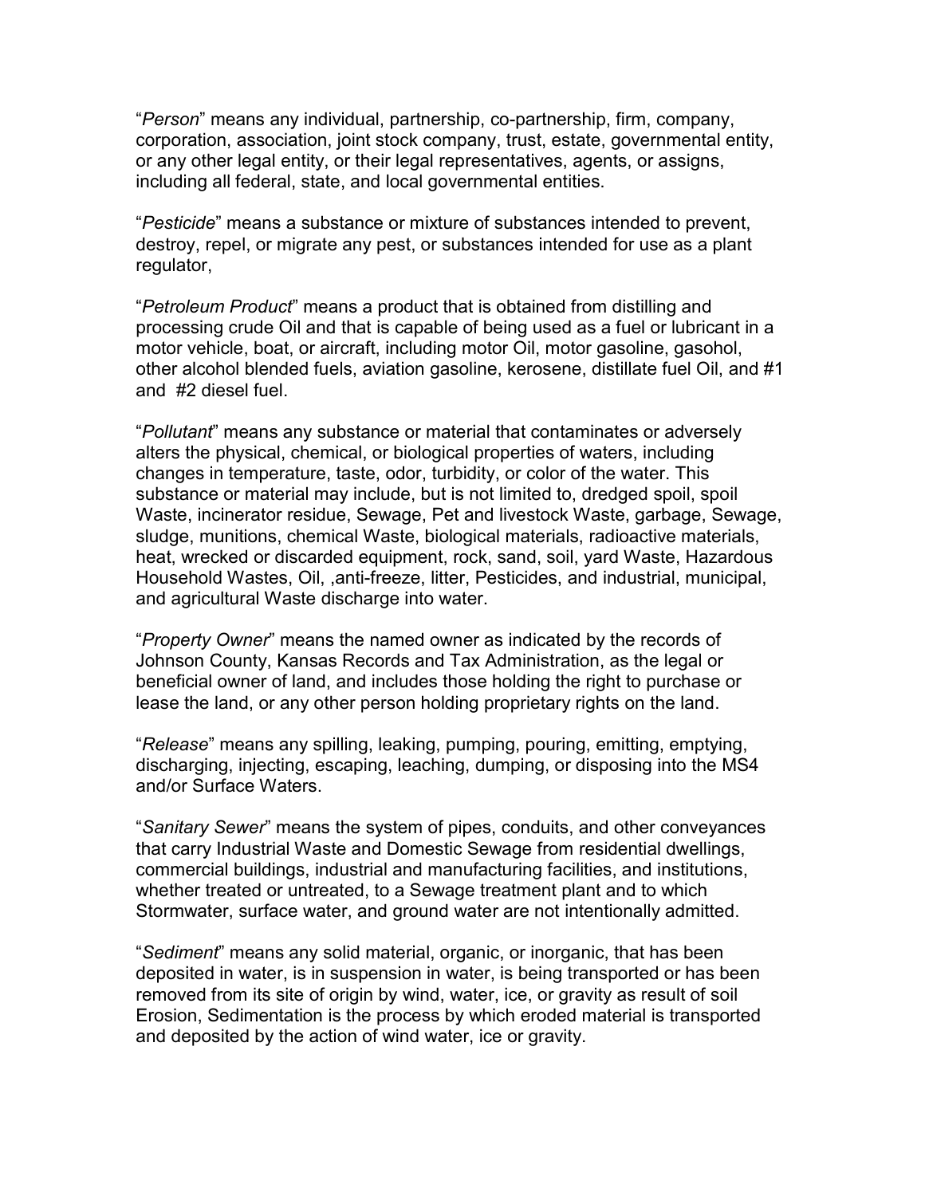"*Person*" means any individual, partnership, co-partnership, firm, company, corporation, association, joint stock company, trust, estate, governmental entity, or any other legal entity, or their legal representatives, agents, or assigns, including all federal, state, and local governmental entities.

"*Pesticide*" means a substance or mixture of substances intended to prevent, destroy, repel, or migrate any pest, or substances intended for use as a plant regulator,

"*Petroleum Product*" means a product that is obtained from distilling and processing crude Oil and that is capable of being used as a fuel or lubricant in a motor vehicle, boat, or aircraft, including motor Oil, motor gasoline, gasohol, other alcohol blended fuels, aviation gasoline, kerosene, distillate fuel Oil, and #1 and #2 diesel fuel.

"*Pollutant*" means any substance or material that contaminates or adversely alters the physical, chemical, or biological properties of waters, including changes in temperature, taste, odor, turbidity, or color of the water. This substance or material may include, but is not limited to, dredged spoil, spoil Waste, incinerator residue, Sewage, Pet and livestock Waste, garbage, Sewage, sludge, munitions, chemical Waste, biological materials, radioactive materials, heat, wrecked or discarded equipment, rock, sand, soil, yard Waste, Hazardous Household Wastes, Oil, ,anti-freeze, litter, Pesticides, and industrial, municipal, and agricultural Waste discharge into water.

"*Property Owner*" means the named owner as indicated by the records of Johnson County, Kansas Records and Tax Administration, as the legal or beneficial owner of land, and includes those holding the right to purchase or lease the land, or any other person holding proprietary rights on the land.

"*Release*" means any spilling, leaking, pumping, pouring, emitting, emptying, discharging, injecting, escaping, leaching, dumping, or disposing into the MS4 and/or Surface Waters.

"*Sanitary Sewer*" means the system of pipes, conduits, and other conveyances that carry Industrial Waste and Domestic Sewage from residential dwellings, commercial buildings, industrial and manufacturing facilities, and institutions, whether treated or untreated, to a Sewage treatment plant and to which Stormwater, surface water, and ground water are not intentionally admitted.

"*Sediment*" means any solid material, organic, or inorganic, that has been deposited in water, is in suspension in water, is being transported or has been removed from its site of origin by wind, water, ice, or gravity as result of soil Erosion, Sedimentation is the process by which eroded material is transported and deposited by the action of wind water, ice or gravity.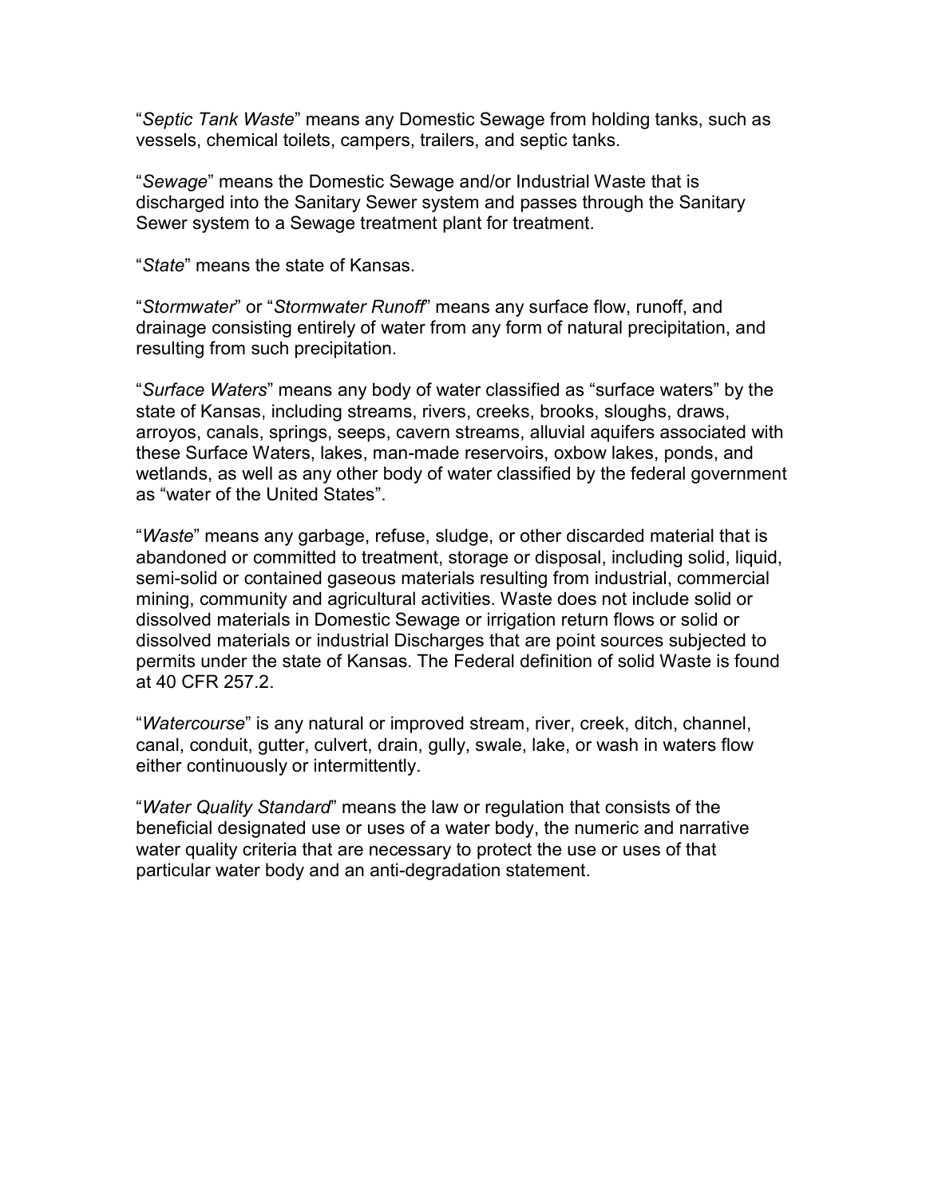"*Septic Tank Waste*" means any Domestic Sewage from holding tanks, such as vessels, chemical toilets, campers, trailers, and septic tanks.

"*Sewage*" means the Domestic Sewage and/or Industrial Waste that is discharged into the Sanitary Sewer system and passes through the Sanitary Sewer system to a Sewage treatment plant for treatment.

"*State*" means the state of Kansas.

"*Stormwater*" or "*Stormwater Runoff*" means any surface flow, runoff, and drainage consisting entirely of water from any form of natural precipitation, and resulting from such precipitation.

"*Surface Waters*" means any body of water classified as "surface waters" by the state of Kansas, including streams, rivers, creeks, brooks, sloughs, draws, arroyos, canals, springs, seeps, cavern streams, alluvial aquifers associated with these Surface Waters, lakes, man-made reservoirs, oxbow lakes, ponds, and wetlands, as well as any other body of water classified by the federal government as "water of the United States".

"*Waste*" means any garbage, refuse, sludge, or other discarded material that is abandoned or committed to treatment, storage or disposal, including solid, liquid, semi-solid or contained gaseous materials resulting from industrial, commercial mining, community and agricultural activities. Waste does not include solid or dissolved materials in Domestic Sewage or irrigation return flows or solid or dissolved materials or industrial Discharges that are point sources subjected to permits under the state of Kansas. The Federal definition of solid Waste is found at 40 CFR 257.2.

"*Watercourse*" is any natural or improved stream, river, creek, ditch, channel, canal, conduit, gutter, culvert, drain, gully, swale, lake, or wash in waters flow either continuously or intermittently.

"*Water Quality Standard*" means the law or regulation that consists of the beneficial designated use or uses of a water body, the numeric and narrative water quality criteria that are necessary to protect the use or uses of that particular water body and an anti-degradation statement.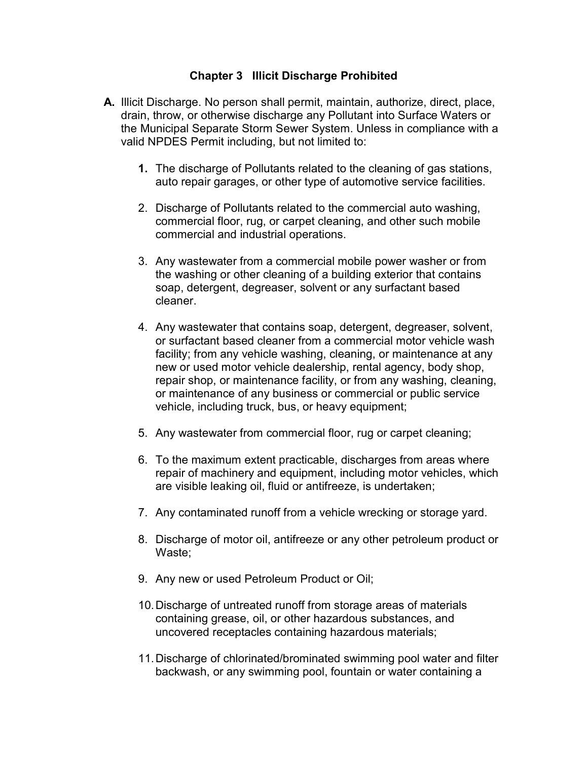## Chapter 3 Illicit Discharge Prohibited

**A.** Illicit Discharge. No person shall permit, maintain, authorize, direct, place, drain, throw, or otherwise discharge any Pollutant into Surface Waters or the Municipal Separate Storm Sewer System. Unless in compliance with a valid NPDES Permit including, but not limited to:

1. The discharge of Pollutants related to the cleaning of gas stations, auto repair garages, or other type of automotive service facilities.

2. Discharge of Pollutants related to the commercial auto washing, commercial floor, rug, or carpet cleaning, and other such mobile commercial and industrial operations.

3. Any wastewater from a commercial mobile power washer or from the washing or other cleaning of a building exterior that contains soap, detergent, degreaser, solvent or any surfactant based cleaner.

4. Any wastewater that contains soap, detergent, degreaser, solvent, or surfactant based cleaner from a commercial motor vehicle wash facility; from any vehicle washing, cleaning, or maintenance at any new or used motor vehicle dealership, rental agency, body shop, repair shop, or maintenance facility, or from any washing, cleaning, or maintenance of any business or commercial or public service vehicle, including truck, bus, or heavy equipment;

5. Any wastewater from commercial floor, rug or carpet cleaning;

6. To the maximum extent practicable, discharges from areas where repair of machinery and equipment, including motor vehicles, which are visible leaking oil, fluid or antifreeze, is undertaken;

7. Any contaminated runoff from a vehicle wrecking or storage yard.

8. Discharge of motor oil, antifreeze or any other petroleum product or Waste;

9. Any new or used Petroleum Product or Oil;

10. Discharge of untreated runoff from storage areas of materials containing grease, oil, or other hazardous substances, and uncovered receptacles containing hazardous materials;

11. Discharge of chlorinated/brominated swimming pool water and filter backwash, or any swimming pool, fountain or water containing a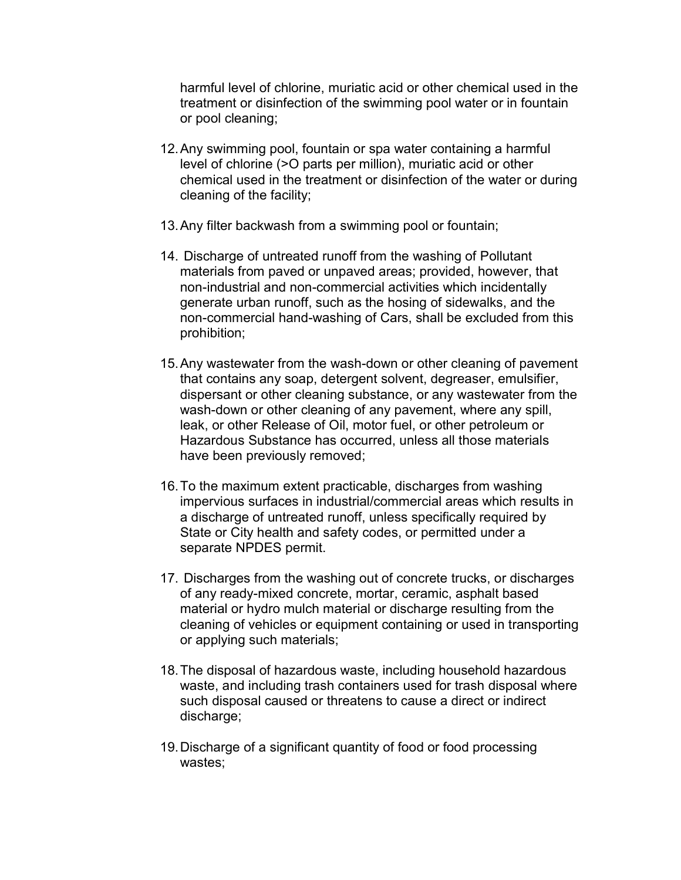harmful level of chlorine, muriatic acid or other chemical used in the treatment or disinfection of the swimming pool water or in fountain or pool cleaning;

12. Any swimming pool, fountain or spa water containing a harmful level of chlorine (>O parts per million), muriatic acid or other chemical used in the treatment or disinfection of the water or during cleaning of the facility;

13. Any filter backwash from a swimming pool or fountain;

14. Discharge of untreated runoff from the washing of Pollutant materials from paved or unpaved areas; provided, however, that non-industrial and non-commercial activities which incidentally generate urban runoff, such as the hosing of sidewalks, and the non-commercial hand-washing of Cars, shall be excluded from this prohibition;

15. Any wastewater from the wash-down or other cleaning of pavement that contains any soap, detergent solvent, degreaser, emulsifier, dispersant or other cleaning substance, or any wastewater from the wash-down or other cleaning of any pavement, where any spill, leak, or other Release of Oil, motor fuel, or other petroleum or Hazardous Substance has occurred, unless all those materials have been previously removed;

16. To the maximum extent practicable, discharges from washing impervious surfaces in industrial/commercial areas which results in a discharge of untreated runoff, unless specifically required by State or City health and safety codes, or permitted under a separate NPDES permit.

17. Discharges from the washing out of concrete trucks, or discharges of any ready-mixed concrete, mortar, ceramic, asphalt based material or hydro mulch material or discharge resulting from the cleaning of vehicles or equipment containing or used in transporting or applying such materials;

18. The disposal of hazardous waste, including household hazardous waste, and including trash containers used for trash disposal where such disposal caused or threatens to cause a direct or indirect discharge;

19. Discharge of a significant quantity of food or food processing wastes;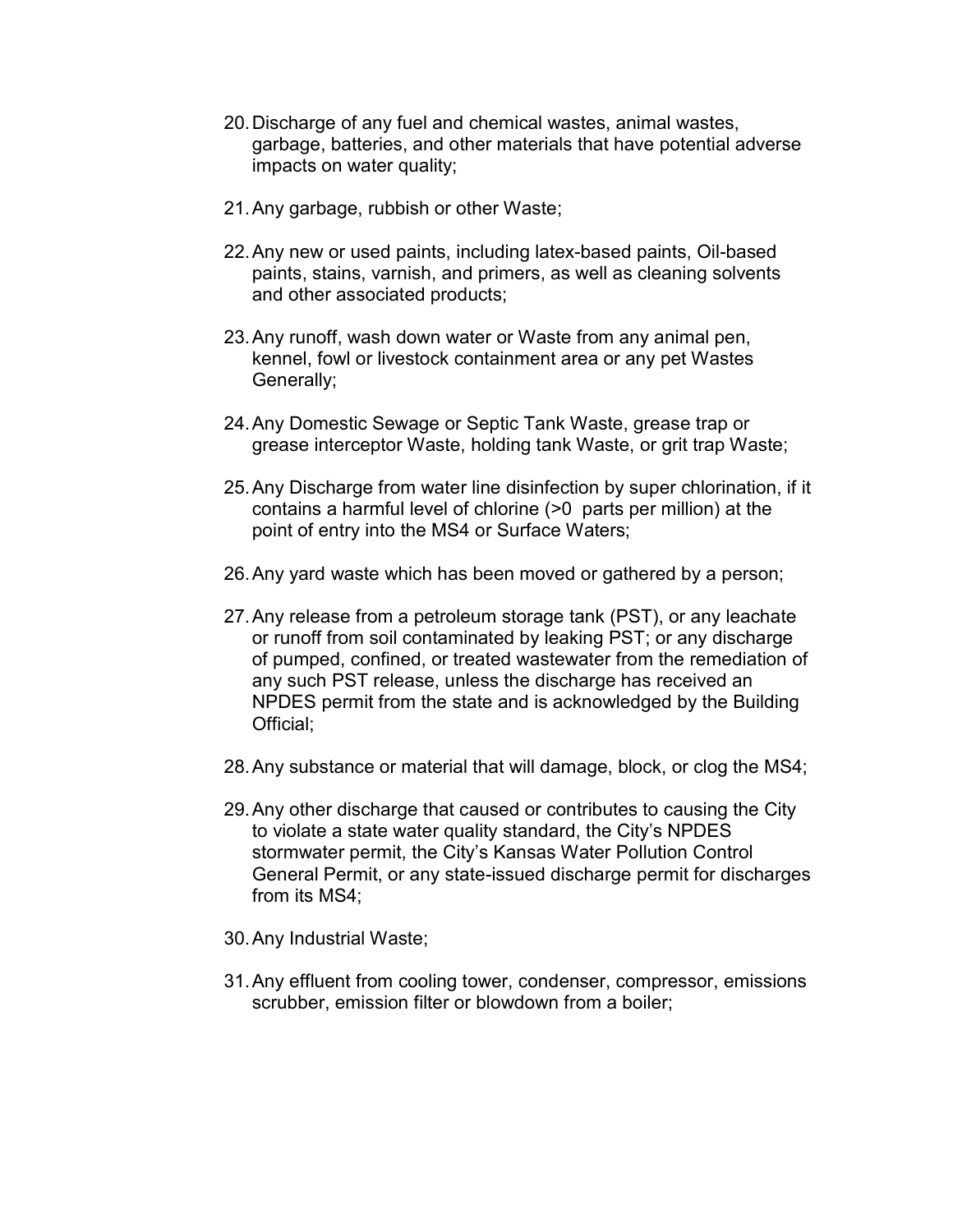20. Discharge of any fuel and chemical wastes, animal wastes, garbage, batteries, and other materials that have potential adverse impacts on water quality;

21. Any garbage, rubbish or other Waste;

22. Any new or used paints, including latex-based paints, Oil-based paints, stains, varnish, and primers, as well as cleaning solvents and other associated products;

23. Any runoff, wash down water or Waste from any animal pen, kennel, fowl or livestock containment area or any pet Wastes Generally;

24. Any Domestic Sewage or Septic Tank Waste, grease trap or grease interceptor Waste, holding tank Waste, or grit trap Waste;

25. Any Discharge from water line disinfection by super chlorination, if it contains a harmful level of chlorine (>0 parts per million) at the point of entry into the MS4 or Surface Waters;

26. Any yard waste which has been moved or gathered by a person;

27. Any release from a petroleum storage tank (PST), or any leachate or runoff from soil contaminated by leaking PST; or any discharge of pumped, confined, or treated wastewater from the remediation of any such PST release, unless the discharge has received an NPDES permit from the state and is acknowledged by the Building Official;

28. Any substance or material that will damage, block, or clog the MS4;

29. Any other discharge that caused or contributes to causing the City to violate a state water quality standard, the City's NPDES stormwater permit, the City's Kansas Water Pollution Control General Permit, or any state-issued discharge permit for discharges from its MS4;

30. Any Industrial Waste;

31. Any effluent from cooling tower, condenser, compressor, emissions scrubber, emission filter or blowdown from a boiler;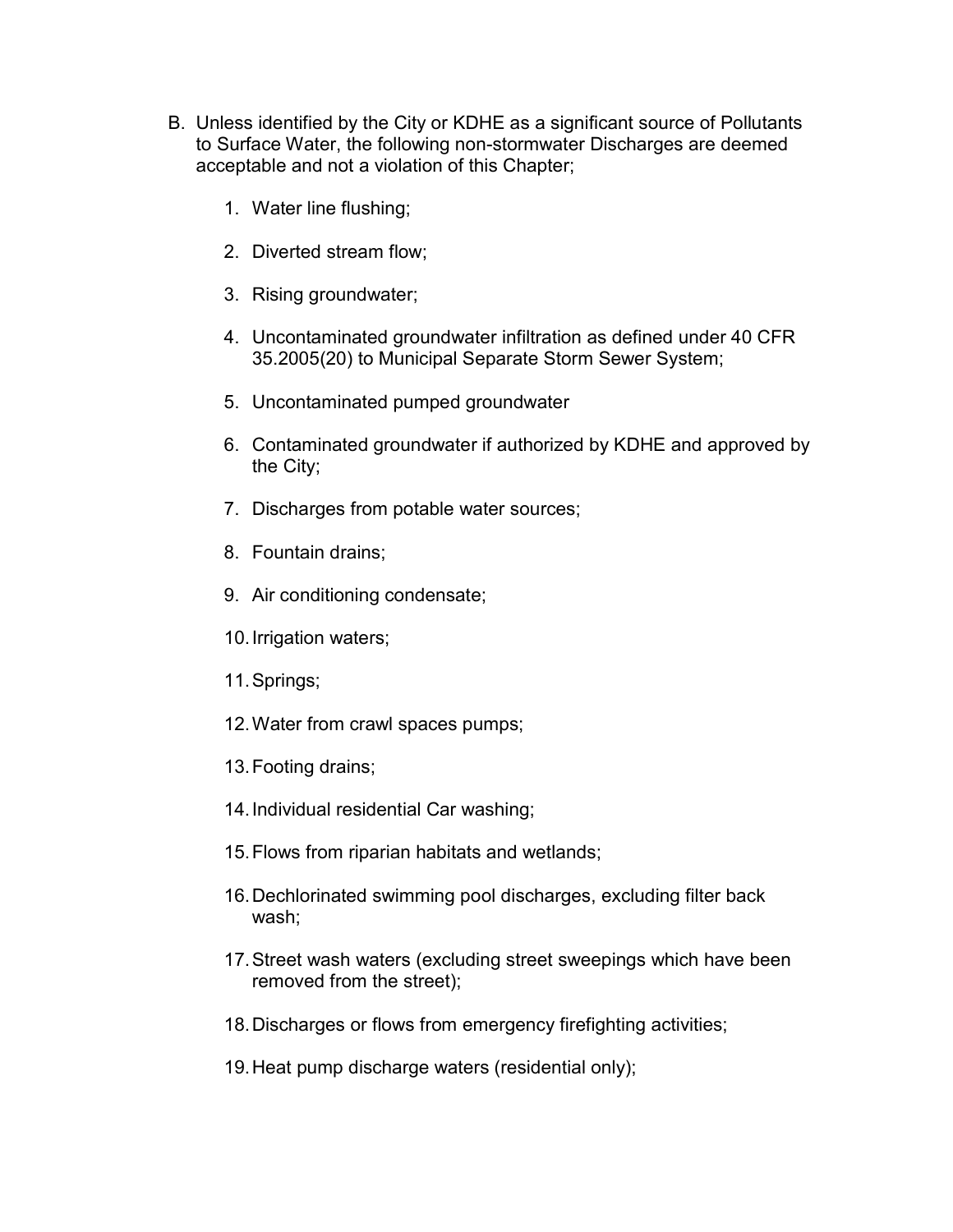B. Unless identified by the City or KDHE as a significant source of Pollutants to Surface Water, the following non-stormwater Discharges are deemed acceptable and not a violation of this Chapter;

   1. Water line flushing;

   2. Diverted stream flow;

   3. Rising groundwater;

   4. Uncontaminated groundwater infiltration as defined under 40 CFR 35.2005(20) to Municipal Separate Storm Sewer System;

   5. Uncontaminated pumped groundwater

   6. Contaminated groundwater if authorized by KDHE and approved by the City;

   7. Discharges from potable water sources;

   8. Fountain drains;

   9. Air conditioning condensate;

   10. Irrigation waters;

   11. Springs;

   12. Water from crawl spaces pumps;

   13. Footing drains;

   14. Individual residential Car washing;

   15. Flows from riparian habitats and wetlands;

   16. Dechlorinated swimming pool discharges, excluding filter back wash;

   17. Street wash waters (excluding street sweepings which have been removed from the street);

   18. Discharges or flows from emergency firefighting activities;

   19. Heat pump discharge waters (residential only);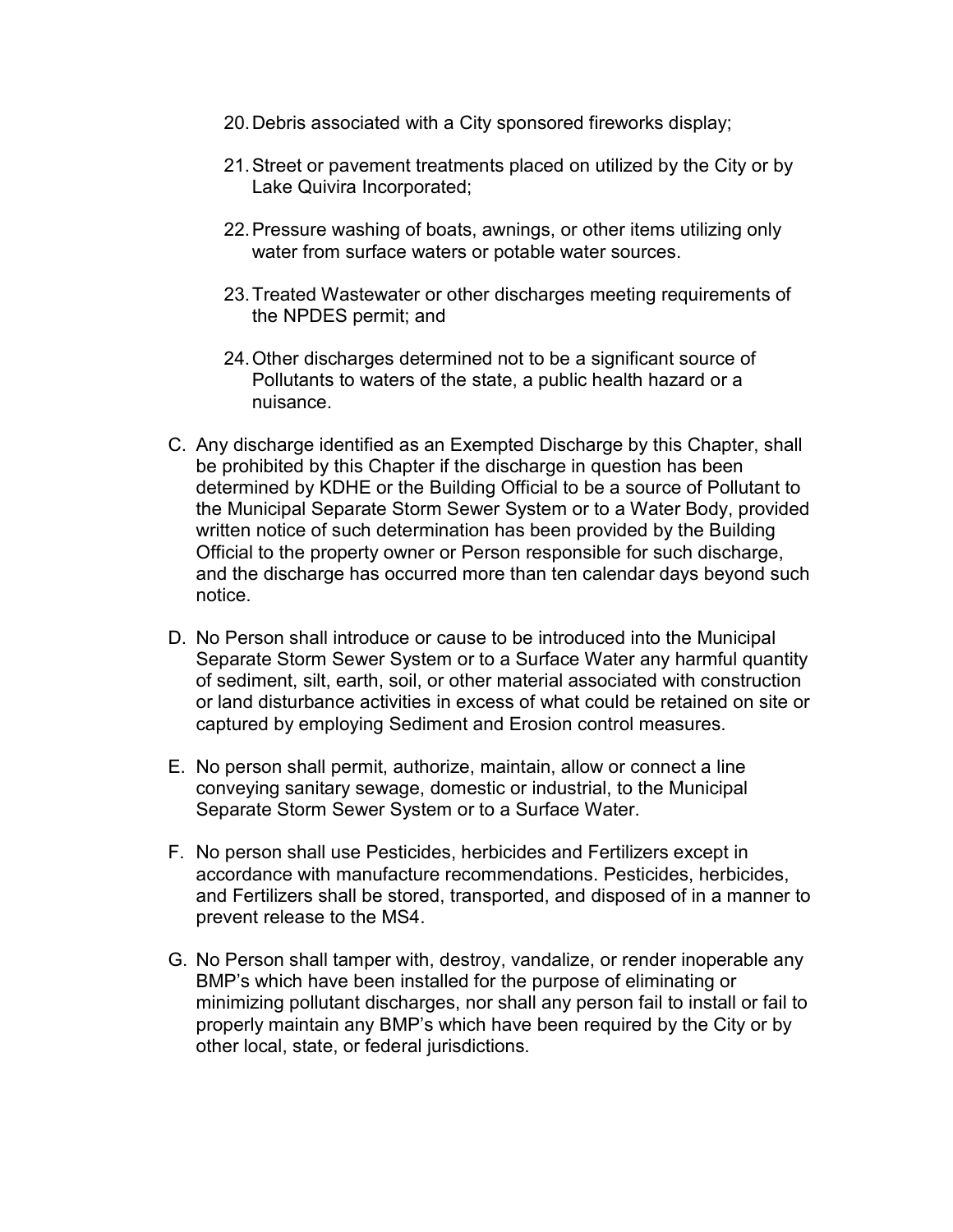20. Debris associated with a City sponsored fireworks display;

21. Street or pavement treatments placed on utilized by the City or by Lake Quivira Incorporated;

22. Pressure washing of boats, awnings, or other items utilizing only water from surface waters or potable water sources.

23. Treated Wastewater or other discharges meeting requirements of the NPDES permit; and

24. Other discharges determined not to be a significant source of Pollutants to waters of the state, a public health hazard or a nuisance.

C. Any discharge identified as an Exempted Discharge by this Chapter, shall be prohibited by this Chapter if the discharge in question has been determined by KDHE or the Building Official to be a source of Pollutant to the Municipal Separate Storm Sewer System or to a Water Body, provided written notice of such determination has been provided by the Building Official to the property owner or Person responsible for such discharge, and the discharge has occurred more than ten calendar days beyond such notice.

D. No Person shall introduce or cause to be introduced into the Municipal Separate Storm Sewer System or to a Surface Water any harmful quantity of sediment, silt, earth, soil, or other material associated with construction or land disturbance activities in excess of what could be retained on site or captured by employing Sediment and Erosion control measures.

E. No person shall permit, authorize, maintain, allow or connect a line conveying sanitary sewage, domestic or industrial, to the Municipal Separate Storm Sewer System or to a Surface Water.

F. No person shall use Pesticides, herbicides and Fertilizers except in accordance with manufacture recommendations. Pesticides, herbicides, and Fertilizers shall be stored, transported, and disposed of in a manner to prevent release to the MS4.

G. No Person shall tamper with, destroy, vandalize, or render inoperable any BMP's which have been installed for the purpose of eliminating or minimizing pollutant discharges, nor shall any person fail to install or fail to properly maintain any BMP's which have been required by the City or by other local, state, or federal jurisdictions.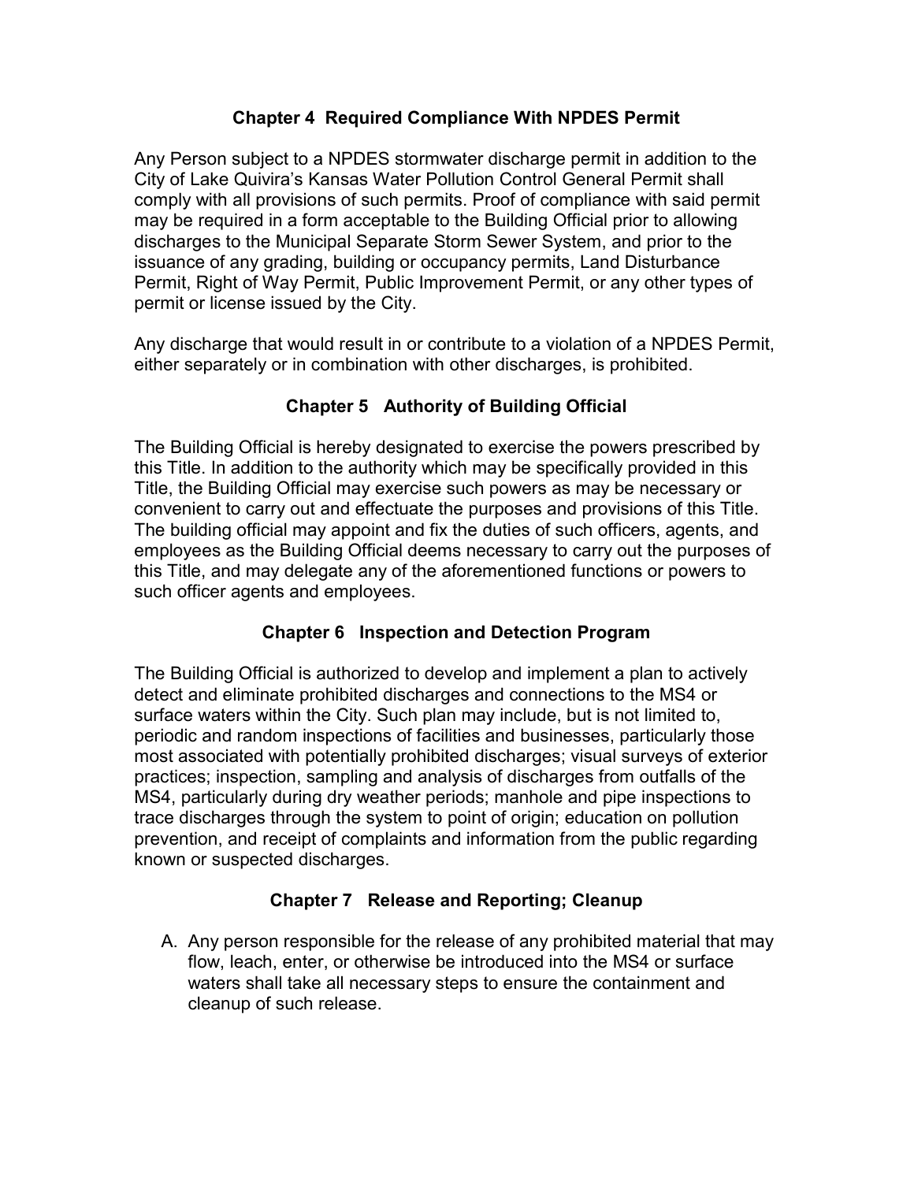## Chapter 4 Required Compliance With NPDES Permit

Any Person subject to a NPDES stormwater discharge permit in addition to the City of Lake Quivira's Kansas Water Pollution Control General Permit shall comply with all provisions of such permits. Proof of compliance with said permit may be required in a form acceptable to the Building Official prior to allowing discharges to the Municipal Separate Storm Sewer System, and prior to the issuance of any grading, building or occupancy permits, Land Disturbance Permit, Right of Way Permit, Public Improvement Permit, or any other types of permit or license issued by the City.

Any discharge that would result in or contribute to a violation of a NPDES Permit, either separately or in combination with other discharges, is prohibited.

## Chapter 5 Authority of Building Official

The Building Official is hereby designated to exercise the powers prescribed by this Title. In addition to the authority which may be specifically provided in this Title, the Building Official may exercise such powers as may be necessary or convenient to carry out and effectuate the purposes and provisions of this Title. The building official may appoint and fix the duties of such officers, agents, and employees as the Building Official deems necessary to carry out the purposes of this Title, and may delegate any of the aforementioned functions or powers to such officer agents and employees.

## Chapter 6 Inspection and Detection Program

The Building Official is authorized to develop and implement a plan to actively detect and eliminate prohibited discharges and connections to the MS4 or surface waters within the City. Such plan may include, but is not limited to, periodic and random inspections of facilities and businesses, particularly those most associated with potentially prohibited discharges; visual surveys of exterior practices; inspection, sampling and analysis of discharges from outfalls of the MS4, particularly during dry weather periods; manhole and pipe inspections to trace discharges through the system to point of origin; education on pollution prevention, and receipt of complaints and information from the public regarding known or suspected discharges.

## Chapter 7 Release and Reporting; Cleanup

A. Any person responsible for the release of any prohibited material that may flow, leach, enter, or otherwise be introduced into the MS4 or surface waters shall take all necessary steps to ensure the containment and cleanup of such release.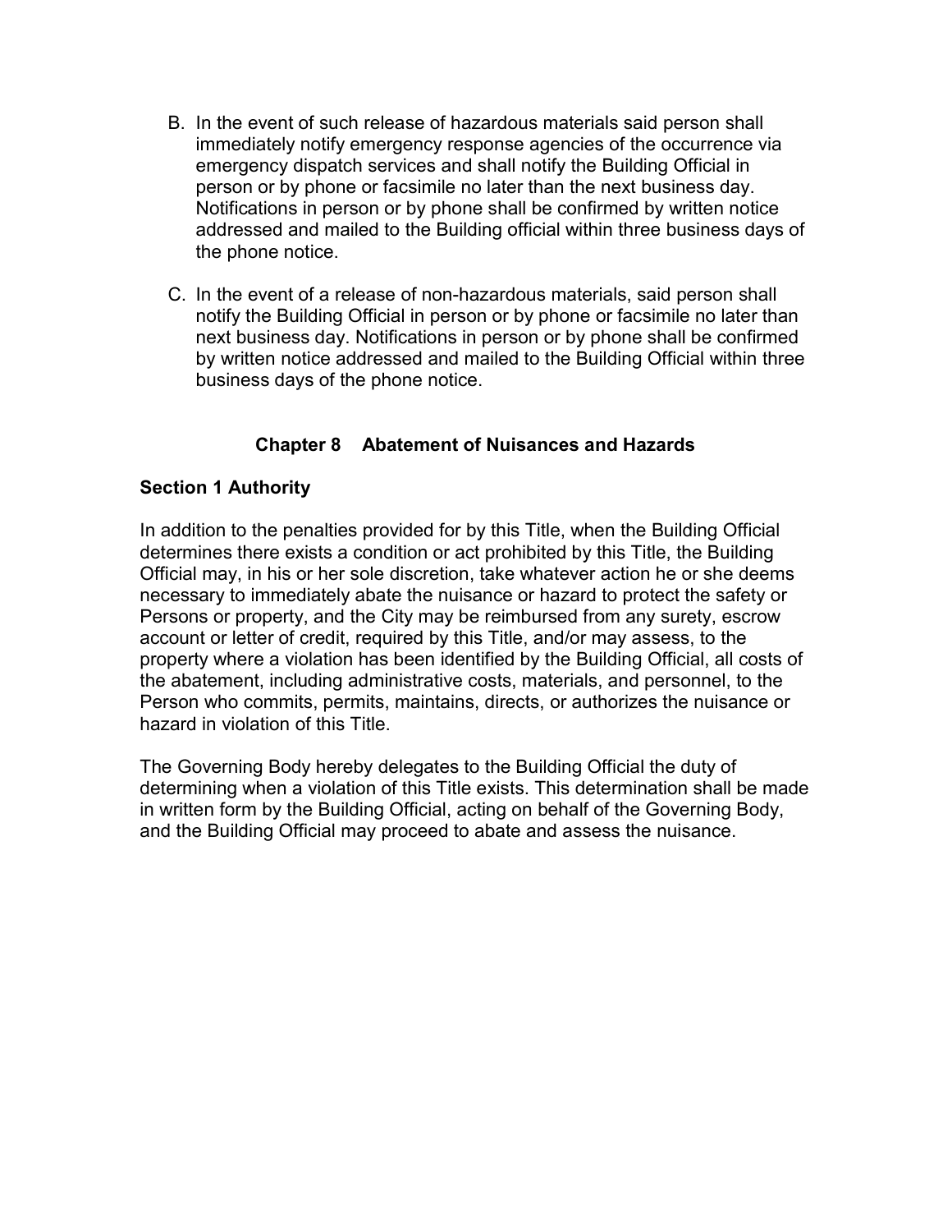B. In the event of such release of hazardous materials said person shall immediately notify emergency response agencies of the occurrence via emergency dispatch services and shall notify the Building Official in person or by phone or facsimile no later than the next business day. Notifications in person or by phone shall be confirmed by written notice addressed and mailed to the Building official within three business days of the phone notice.

C. In the event of a release of non-hazardous materials, said person shall notify the Building Official in person or by phone or facsimile no later than next business day. Notifications in person or by phone shall be confirmed by written notice addressed and mailed to the Building Official within three business days of the phone notice.

## Chapter 8 Abatement of Nuisances and Hazards

### Section 1 Authority

In addition to the penalties provided for by this Title, when the Building Official determines there exists a condition or act prohibited by this Title, the Building Official may, in his or her sole discretion, take whatever action he or she deems necessary to immediately abate the nuisance or hazard to protect the safety or Persons or property, and the City may be reimbursed from any surety, escrow account or letter of credit, required by this Title, and/or may assess, to the property where a violation has been identified by the Building Official, all costs of the abatement, including administrative costs, materials, and personnel, to the Person who commits, permits, maintains, directs, or authorizes the nuisance or hazard in violation of this Title.

The Governing Body hereby delegates to the Building Official the duty of determining when a violation of this Title exists. This determination shall be made in written form by the Building Official, acting on behalf of the Governing Body, and the Building Official may proceed to abate and assess the nuisance.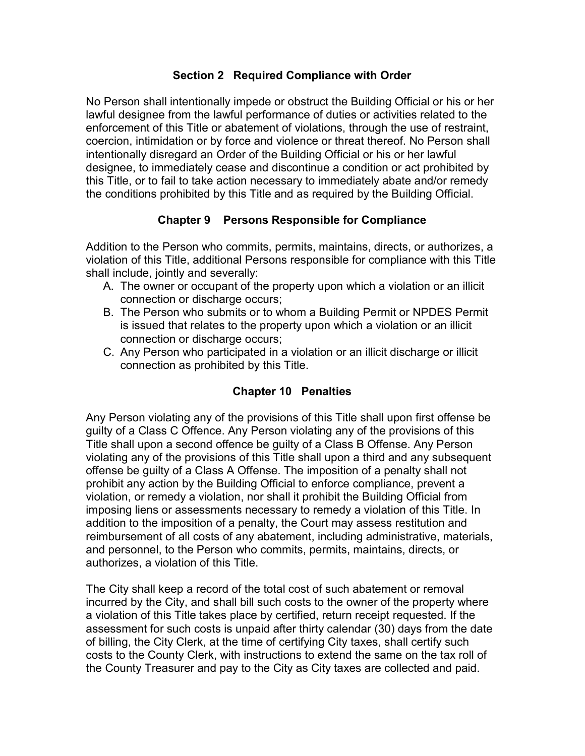### Section 2 Required Compliance with Order

No Person shall intentionally impede or obstruct the Building Official or his or her lawful designee from the lawful performance of duties or activities related to the enforcement of this Title or abatement of violations, through the use of restraint, coercion, intimidation or by force and violence or threat thereof. No Person shall intentionally disregard an Order of the Building Official or his or her lawful designee, to immediately cease and discontinue a condition or act prohibited by this Title, or to fail to take action necessary to immediately abate and/or remedy the conditions prohibited by this Title and as required by the Building Official.

## Chapter 9 Persons Responsible for Compliance

Addition to the Person who commits, permits, maintains, directs, or authorizes, a violation of this Title, additional Persons responsible for compliance with this Title shall include, jointly and severally:

A. The owner or occupant of the property upon which a violation or an illicit connection or discharge occurs;
B. The Person who submits or to whom a Building Permit or NPDES Permit is issued that relates to the property upon which a violation or an illicit connection or discharge occurs;
C. Any Person who participated in a violation or an illicit discharge or illicit connection as prohibited by this Title.

## Chapter 10 Penalties

Any Person violating any of the provisions of this Title shall upon first offense be guilty of a Class C Offence. Any Person violating any of the provisions of this Title shall upon a second offence be guilty of a Class B Offense. Any Person violating any of the provisions of this Title shall upon a third and any subsequent offense be guilty of a Class A Offense. The imposition of a penalty shall not prohibit any action by the Building Official to enforce compliance, prevent a violation, or remedy a violation, nor shall it prohibit the Building Official from imposing liens or assessments necessary to remedy a violation of this Title. In addition to the imposition of a penalty, the Court may assess restitution and reimbursement of all costs of any abatement, including administrative, materials, and personnel, to the Person who commits, permits, maintains, directs, or authorizes, a violation of this Title.

The City shall keep a record of the total cost of such abatement or removal incurred by the City, and shall bill such costs to the owner of the property where a violation of this Title takes place by certified, return receipt requested. If the assessment for such costs is unpaid after thirty calendar (30) days from the date of billing, the City Clerk, at the time of certifying City taxes, shall certify such costs to the County Clerk, with instructions to extend the same on the tax roll of the County Treasurer and pay to the City as City taxes are collected and paid.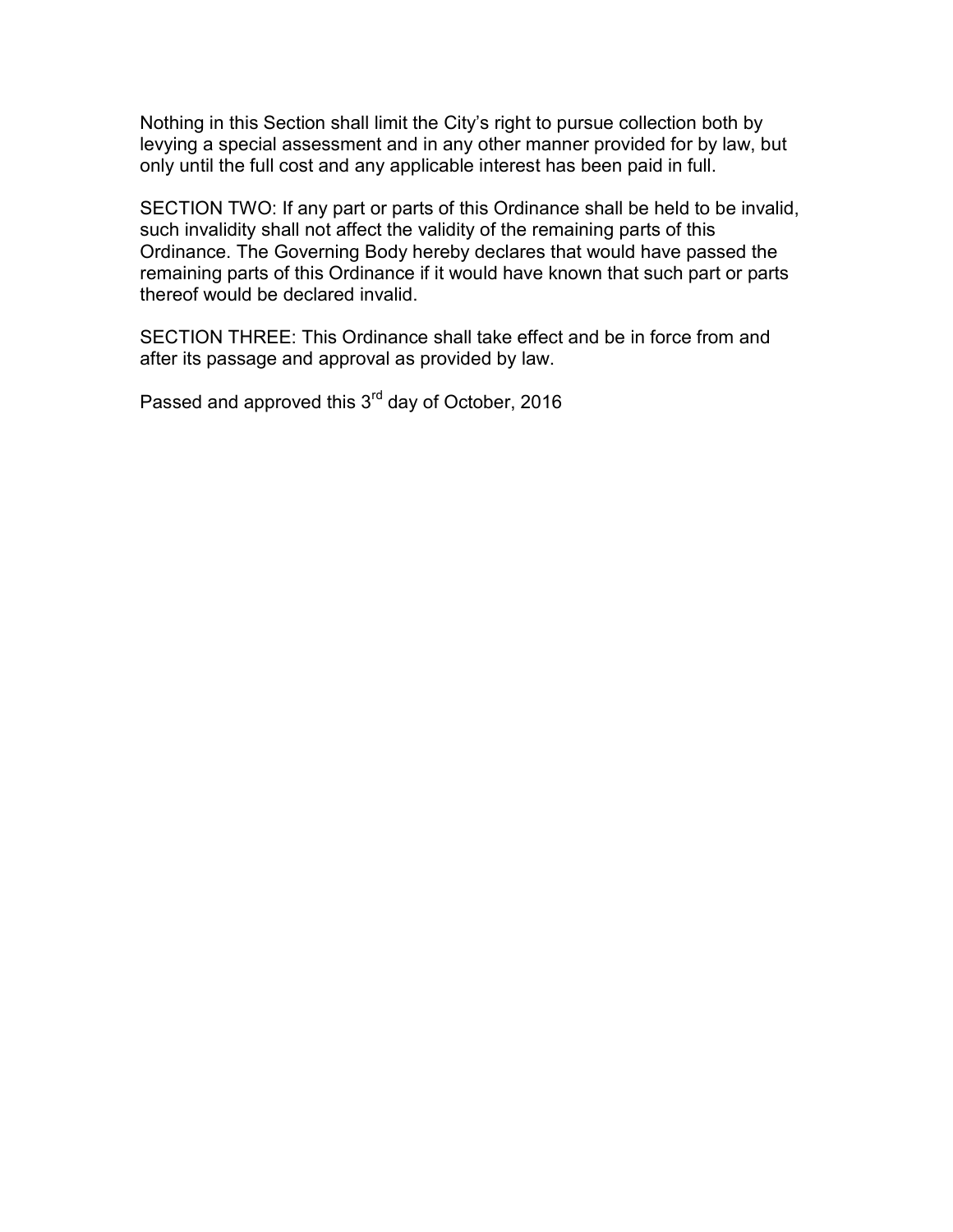Nothing in this Section shall limit the City's right to pursue collection both by levying a special assessment and in any other manner provided for by law, but only until the full cost and any applicable interest has been paid in full.

SECTION TWO: If any part or parts of this Ordinance shall be held to be invalid, such invalidity shall not affect the validity of the remaining parts of this Ordinance. The Governing Body hereby declares that would have passed the remaining parts of this Ordinance if it would have known that such part or parts thereof would be declared invalid.

SECTION THREE: This Ordinance shall take effect and be in force from and after its passage and approval as provided by law.

Passed and approved this 3rd day of October, 2016